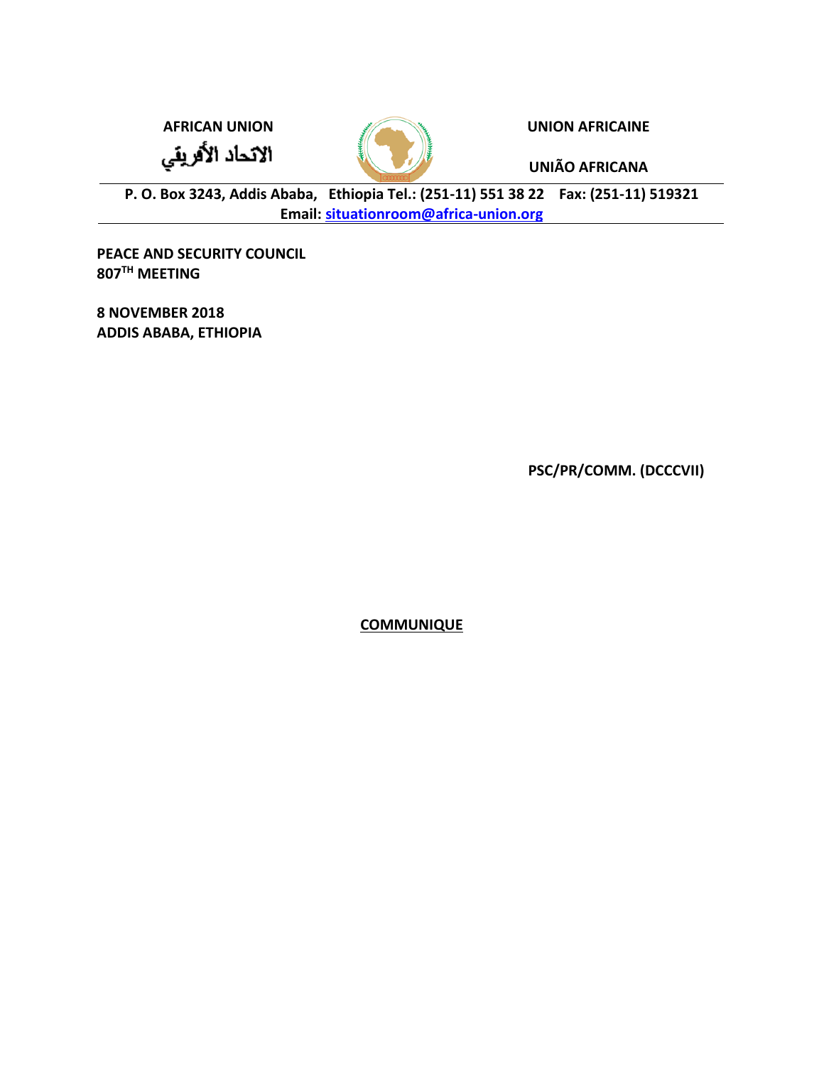AFRICAN UNION

الاتحاد الأفريقي

UNION AFRICAINE

UNIÃO AFRICANA

**P. O. Box 3243, Addis Ababa, Ethiopia Tel.: (251-11) 551 38 22 Fax: (251-11) 519321**
**Email: situationroom@africa-union.org**

**PEACE AND SECURITY COUNCIL**
**807TH MEETING**

**8 NOVEMBER 2018**
**ADDIS ABABA, ETHIOPIA**

**PSC/PR/COMM. (DCCCVII)**

**COMMUNIQUE**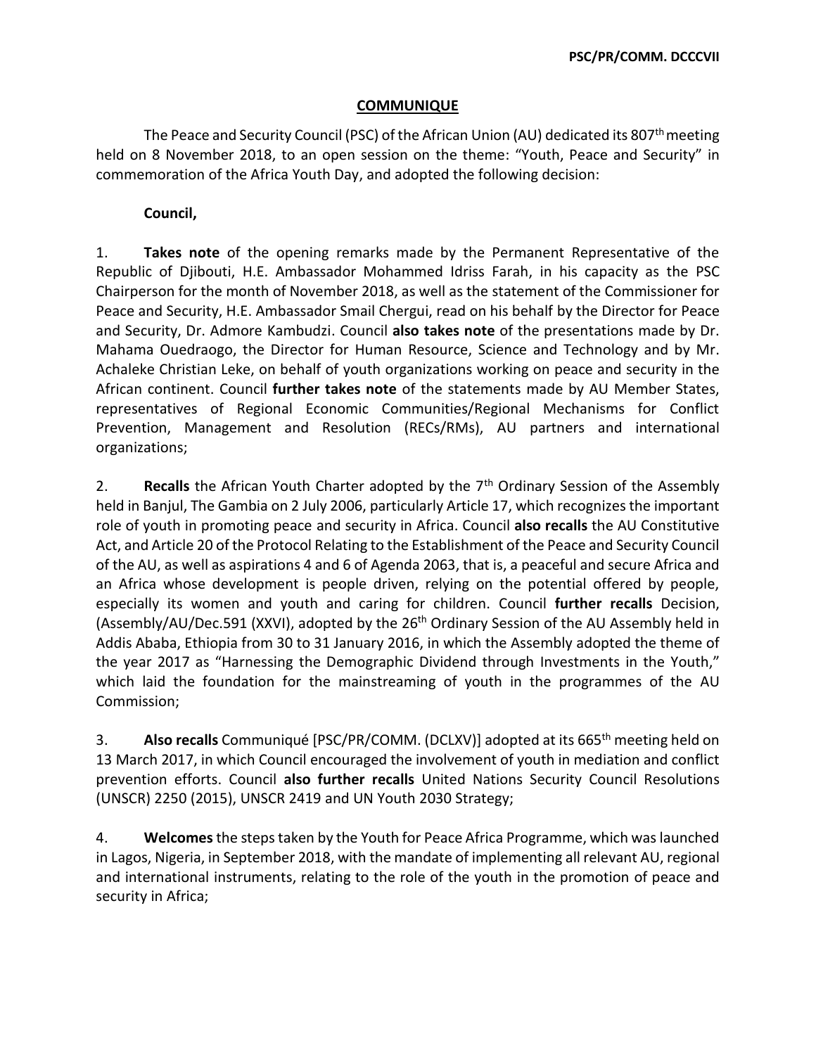PSC/PR/COMM. DCCCVII

## COMMUNIQUE

The Peace and Security Council (PSC) of the African Union (AU) dedicated its 807th meeting held on 8 November 2018, to an open session on the theme: "Youth, Peace and Security" in commemoration of the Africa Youth Day, and adopted the following decision:

**Council,**

1. **Takes note** of the opening remarks made by the Permanent Representative of the Republic of Djibouti, H.E. Ambassador Mohammed Idriss Farah, in his capacity as the PSC Chairperson for the month of November 2018, as well as the statement of the Commissioner for Peace and Security, H.E. Ambassador Smail Chergui, read on his behalf by the Director for Peace and Security, Dr. Admore Kambudzi. Council **also takes note** of the presentations made by Dr. Mahama Ouedraogo, the Director for Human Resource, Science and Technology and by Mr. Achaleke Christian Leke, on behalf of youth organizations working on peace and security in the African continent. Council **further takes note** of the statements made by AU Member States, representatives of Regional Economic Communities/Regional Mechanisms for Conflict Prevention, Management and Resolution (RECs/RMs), AU partners and international organizations;

2. **Recalls** the African Youth Charter adopted by the 7th Ordinary Session of the Assembly held in Banjul, The Gambia on 2 July 2006, particularly Article 17, which recognizes the important role of youth in promoting peace and security in Africa. Council **also recalls** the AU Constitutive Act, and Article 20 of the Protocol Relating to the Establishment of the Peace and Security Council of the AU, as well as aspirations 4 and 6 of Agenda 2063, that is, a peaceful and secure Africa and an Africa whose development is people driven, relying on the potential offered by people, especially its women and youth and caring for children. Council **further recalls** Decision, (Assembly/AU/Dec.591 (XXVI), adopted by the 26th Ordinary Session of the AU Assembly held in Addis Ababa, Ethiopia from 30 to 31 January 2016, in which the Assembly adopted the theme of the year 2017 as "Harnessing the Demographic Dividend through Investments in the Youth," which laid the foundation for the mainstreaming of youth in the programmes of the AU Commission;

3. **Also recalls** Communiqué [PSC/PR/COMM. (DCLXV)] adopted at its 665th meeting held on 13 March 2017, in which Council encouraged the involvement of youth in mediation and conflict prevention efforts. Council **also further recalls** United Nations Security Council Resolutions (UNSCR) 2250 (2015), UNSCR 2419 and UN Youth 2030 Strategy;

4. **Welcomes** the steps taken by the Youth for Peace Africa Programme, which was launched in Lagos, Nigeria, in September 2018, with the mandate of implementing all relevant AU, regional and international instruments, relating to the role of the youth in the promotion of peace and security in Africa;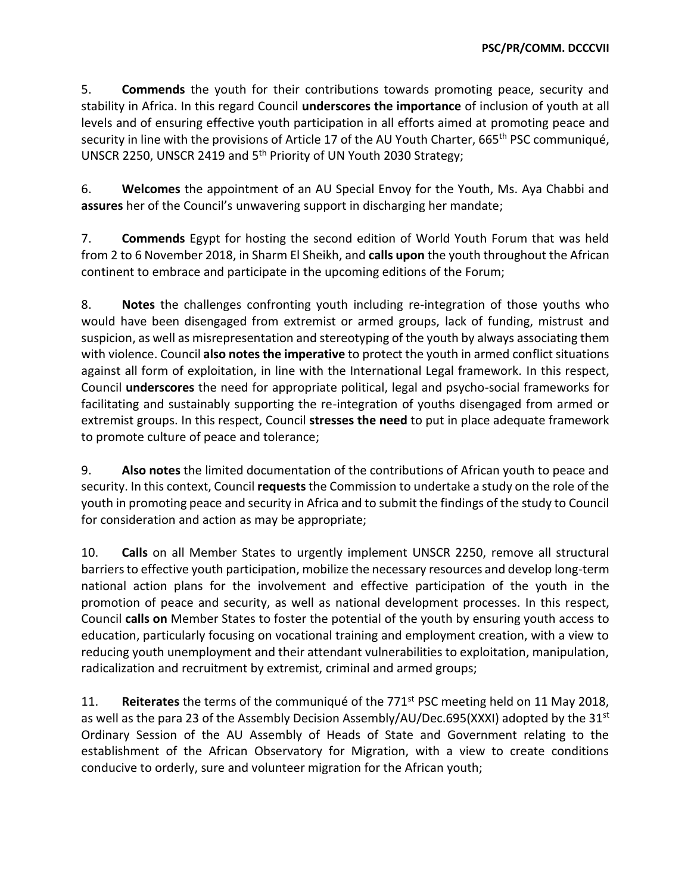5. **Commends** the youth for their contributions towards promoting peace, security and stability in Africa. In this regard Council **underscores the importance** of inclusion of youth at all levels and of ensuring effective youth participation in all efforts aimed at promoting peace and security in line with the provisions of Article 17 of the AU Youth Charter, 665th PSC communiqué, UNSCR 2250, UNSCR 2419 and 5th Priority of UN Youth 2030 Strategy;

6. **Welcomes** the appointment of an AU Special Envoy for the Youth, Ms. Aya Chabbi and **assures** her of the Council's unwavering support in discharging her mandate;

7. **Commends** Egypt for hosting the second edition of World Youth Forum that was held from 2 to 6 November 2018, in Sharm El Sheikh, and **calls upon** the youth throughout the African continent to embrace and participate in the upcoming editions of the Forum;

8. **Notes** the challenges confronting youth including re-integration of those youths who would have been disengaged from extremist or armed groups, lack of funding, mistrust and suspicion, as well as misrepresentation and stereotyping of the youth by always associating them with violence. Council **also notes the imperative** to protect the youth in armed conflict situations against all form of exploitation, in line with the International Legal framework. In this respect, Council **underscores** the need for appropriate political, legal and psycho-social frameworks for facilitating and sustainably supporting the re-integration of youths disengaged from armed or extremist groups. In this respect, Council **stresses the need** to put in place adequate framework to promote culture of peace and tolerance;

9. **Also notes** the limited documentation of the contributions of African youth to peace and security. In this context, Council **requests** the Commission to undertake a study on the role of the youth in promoting peace and security in Africa and to submit the findings of the study to Council for consideration and action as may be appropriate;

10. **Calls** on all Member States to urgently implement UNSCR 2250, remove all structural barriers to effective youth participation, mobilize the necessary resources and develop long-term national action plans for the involvement and effective participation of the youth in the promotion of peace and security, as well as national development processes. In this respect, Council **calls on** Member States to foster the potential of the youth by ensuring youth access to education, particularly focusing on vocational training and employment creation, with a view to reducing youth unemployment and their attendant vulnerabilities to exploitation, manipulation, radicalization and recruitment by extremist, criminal and armed groups;

11. **Reiterates** the terms of the communiqué of the 771st PSC meeting held on 11 May 2018, as well as the para 23 of the Assembly Decision Assembly/AU/Dec.695(XXXI) adopted by the 31st Ordinary Session of the AU Assembly of Heads of State and Government relating to the establishment of the African Observatory for Migration, with a view to create conditions conducive to orderly, sure and volunteer migration for the African youth;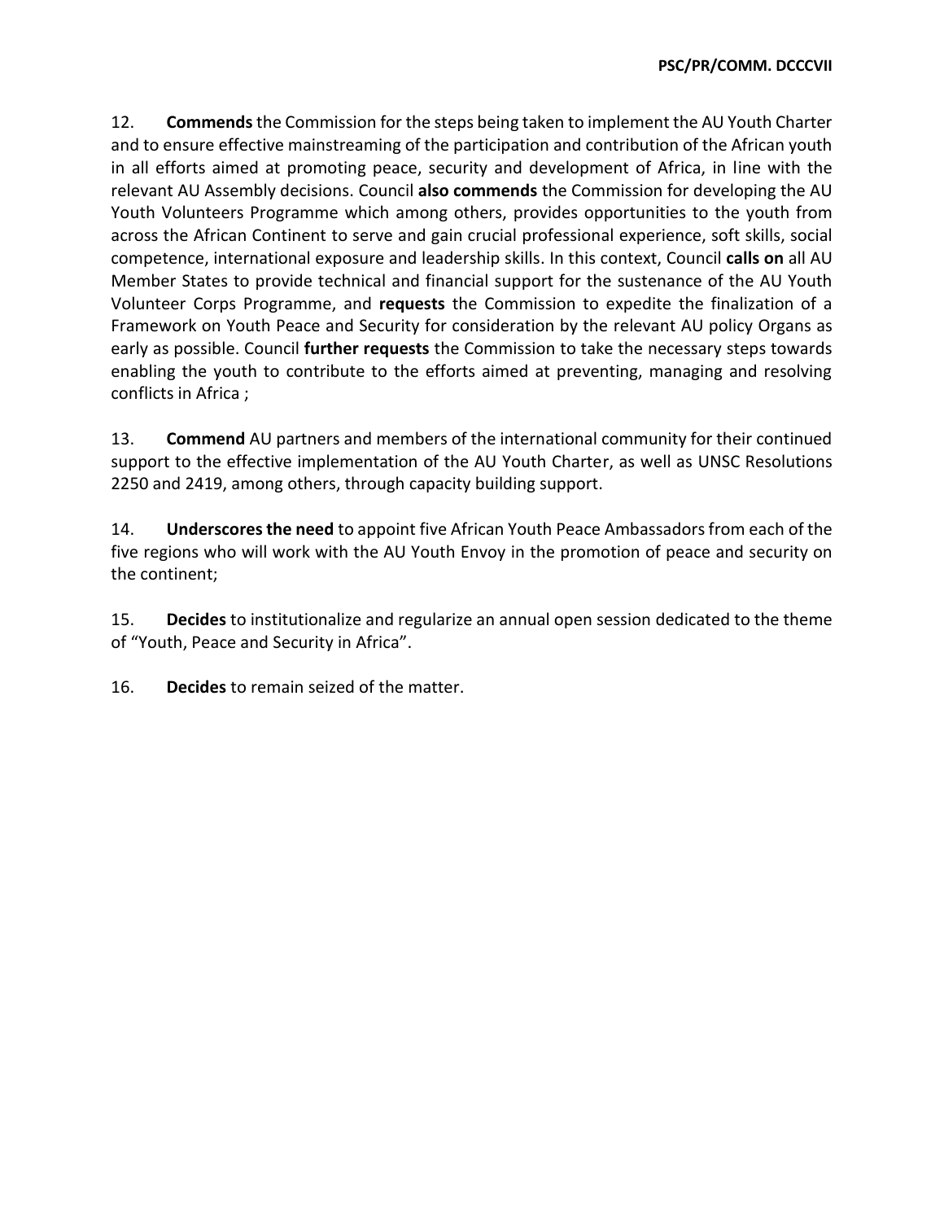12. **Commends** the Commission for the steps being taken to implement the AU Youth Charter and to ensure effective mainstreaming of the participation and contribution of the African youth in all efforts aimed at promoting peace, security and development of Africa, in line with the relevant AU Assembly decisions. Council **also commends** the Commission for developing the AU Youth Volunteers Programme which among others, provides opportunities to the youth from across the African Continent to serve and gain crucial professional experience, soft skills, social competence, international exposure and leadership skills. In this context, Council **calls on** all AU Member States to provide technical and financial support for the sustenance of the AU Youth Volunteer Corps Programme, and **requests** the Commission to expedite the finalization of a Framework on Youth Peace and Security for consideration by the relevant AU policy Organs as early as possible. Council **further requests** the Commission to take the necessary steps towards enabling the youth to contribute to the efforts aimed at preventing, managing and resolving conflicts in Africa ;

13. **Commend** AU partners and members of the international community for their continued support to the effective implementation of the AU Youth Charter, as well as UNSC Resolutions 2250 and 2419, among others, through capacity building support.

14. **Underscores the need** to appoint five African Youth Peace Ambassadors from each of the five regions who will work with the AU Youth Envoy in the promotion of peace and security on the continent;

15. **Decides** to institutionalize and regularize an annual open session dedicated to the theme of "Youth, Peace and Security in Africa".

16. **Decides** to remain seized of the matter.